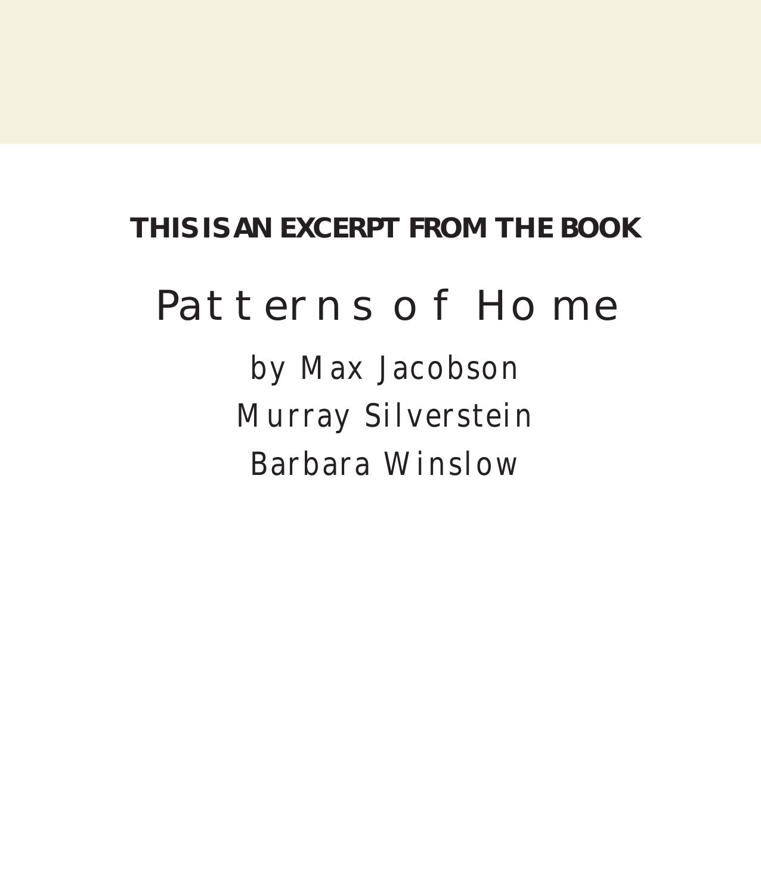**THIS IS AN EXCERPT FROM THE BOOK**

# Patterns of Home

by Max Jacobson

Murray Silverstein

Barbara Winslow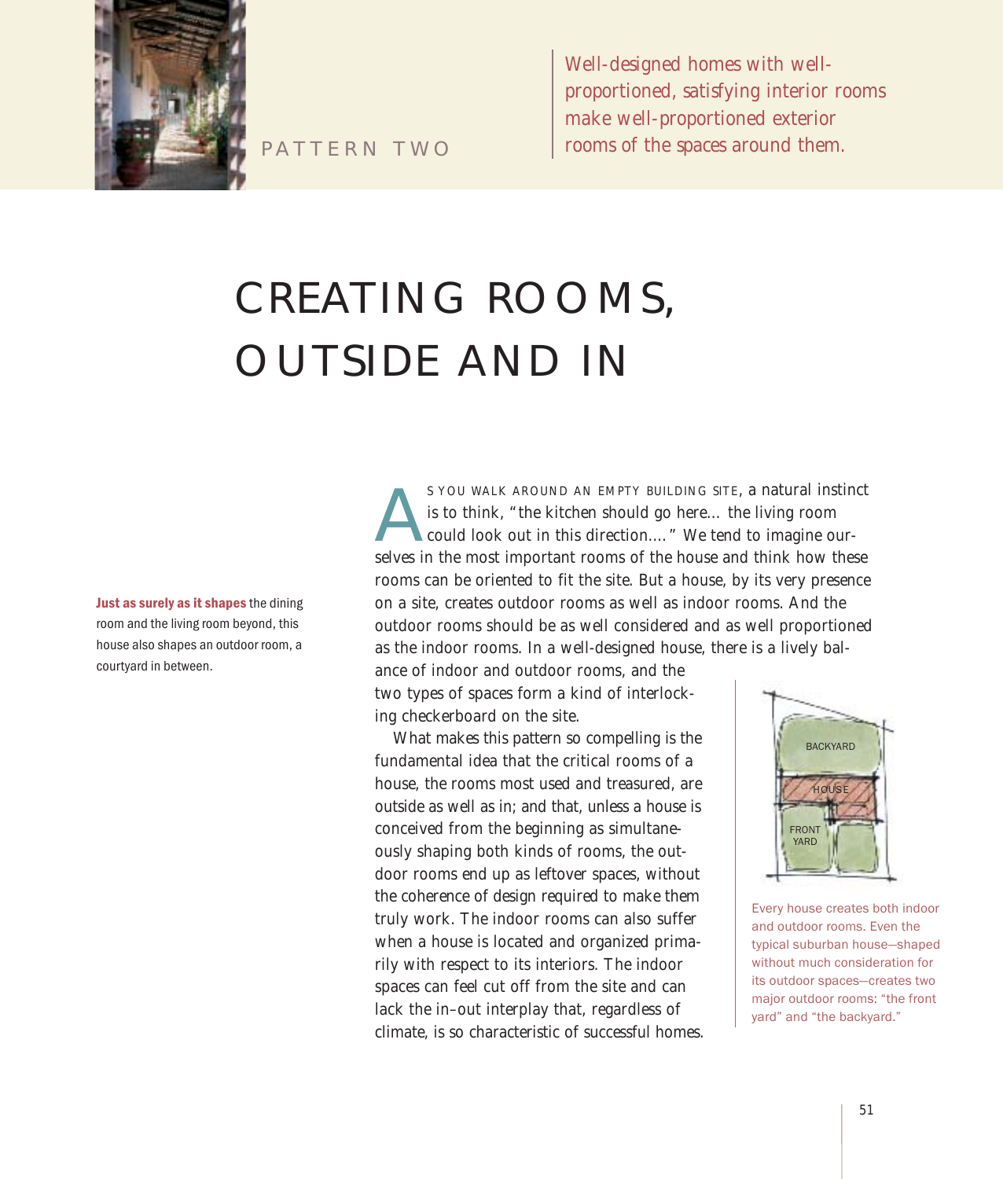PATTERN TWO

*Well-designed homes with well-proportioned, satisfying interior rooms make well-proportioned exterior rooms of the spaces around them.*

# CREATING ROOMS, OUTSIDE AND IN

**Just as surely as it shapes** the dining room and the living room beyond, this house also shapes an outdoor room, a courtyard in between.

AS YOU WALK AROUND AN EMPTY BUILDING SITE, a natural instinct is to think, "the kitchen should go here... the living room could look out in this direction...." We tend to imagine ourselves in the most important rooms of the house and think how these rooms can be oriented to fit the site. But a house, by its very presence on a site, creates outdoor rooms as well as indoor rooms. And the outdoor rooms should be as well considered and as well proportioned as the indoor rooms. In a well-designed house, there is a lively balance of indoor and outdoor rooms, and the two types of spaces form a kind of interlocking checkerboard on the site.

What makes this pattern so compelling is the fundamental idea that the critical rooms of a house, the rooms most used and treasured, are outside as well as in; and that, unless a house is conceived from the beginning as simultaneously shaping both kinds of rooms, the outdoor rooms end up as leftover spaces, without the coherence of design required to make them truly work. The indoor rooms can also suffer when a house is located and organized primarily with respect to its interiors. The indoor spaces can feel cut off from the site and can lack the in–out interplay that, regardless of climate, is so characteristic of successful homes.

BACKYARD

HOUSE

FRONT YARD

Every house creates both indoor and outdoor rooms. Even the typical suburban house—shaped without much consideration for its outdoor spaces—creates two major outdoor rooms: "the front yard" and "the backyard."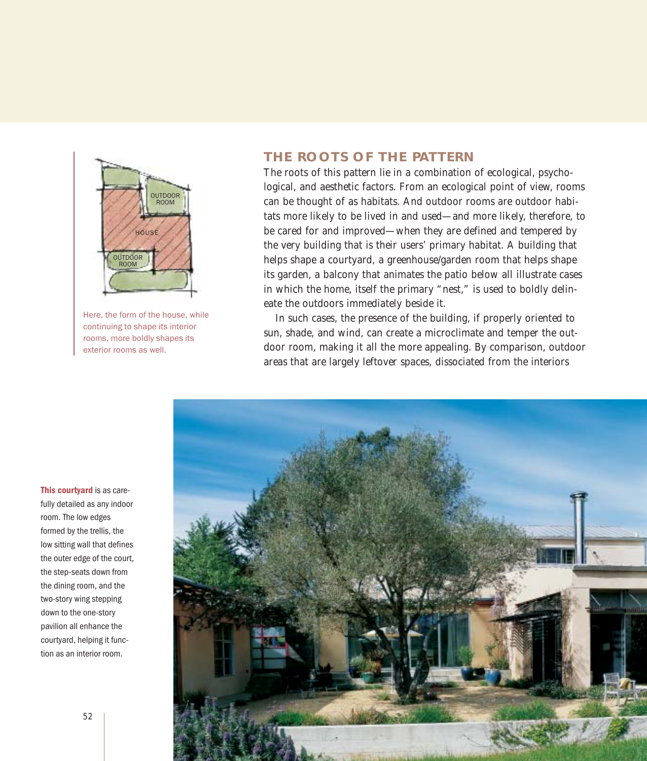OUTDOOR ROOM

HOUSE

OUTDOOR ROOM

Here, the form of the house, while continuing to shape its interior rooms, more boldly shapes its exterior rooms as well.

## THE ROOTS OF THE PATTERN

The roots of this pattern lie in a combination of ecological, psychological, and aesthetic factors. From an ecological point of view, rooms can be thought of as habitats. And outdoor rooms are outdoor habitats more likely to be lived in and used—and more likely, therefore, to be cared for and improved—when they are defined and tempered by the very building that is their users' primary habitat. A building that helps shape a courtyard, a greenhouse/garden room that helps shape its garden, a balcony that animates the patio below all illustrate cases in which the home, itself the primary "nest," is used to boldly delineate the outdoors immediately beside it.

In such cases, the presence of the building, if properly oriented to sun, shade, and wind, can create a microclimate and temper the outdoor room, making it all the more appealing. By comparison, outdoor areas that are largely leftover spaces, dissociated from the interiors

**This courtyard** is as carefully detailed as any indoor room. The low edges formed by the trellis, the low sitting wall that defines the outer edge of the court, the step-seats down from the dining room, and the two-story wing stepping down to the one-story pavilion all enhance the courtyard, helping it function as an interior room.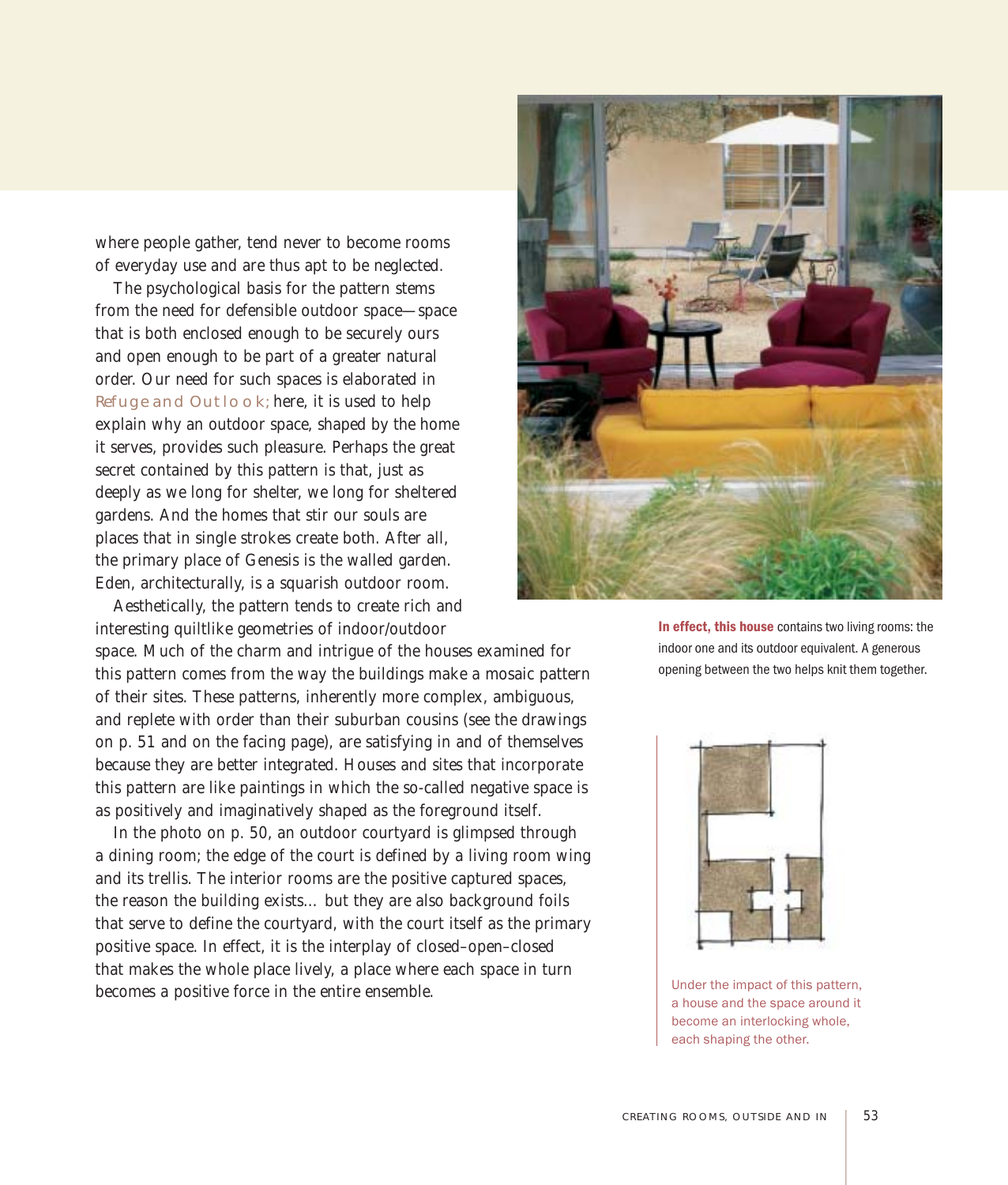where people gather, tend never to become rooms of everyday use and are thus apt to be neglected.

The psychological basis for the pattern stems from the need for defensible outdoor space—space that is both enclosed enough to be securely ours and open enough to be part of a greater natural order. Our need for such spaces is elaborated in Refuge and Outlook; here, it is used to help explain why an outdoor space, shaped by the home it serves, provides such pleasure. Perhaps the great secret contained by this pattern is that, just as deeply as we long for shelter, we long for sheltered gardens. And the homes that stir our souls are places that in single strokes create both. After all, the primary place of Genesis is the walled garden. Eden, architecturally, is a squarish outdoor room.

Aesthetically, the pattern tends to create rich and interesting quiltlike geometries of indoor/outdoor space. Much of the charm and intrigue of the houses examined for this pattern comes from the way the buildings make a mosaic pattern of their sites. These patterns, inherently more complex, ambiguous, and replete with order than their suburban cousins (see the drawings on p. 51 and on the facing page), are satisfying in and of themselves because they are better integrated. Houses and sites that incorporate this pattern are like paintings in which the so-called negative space is as positively and imaginatively shaped as the foreground itself.

In the photo on p. 50, an outdoor courtyard is glimpsed through a dining room; the edge of the court is defined by a living room wing and its trellis. The interior rooms are the positive captured spaces, the reason the building exists... but they are also background foils that serve to define the courtyard, with the court itself as the primary positive space. In effect, it is the interplay of closed–open–closed that makes the whole place lively, a place where each space in turn becomes a positive force in the entire ensemble.

**In effect, this house** contains two living rooms: the indoor one and its outdoor equivalent. A generous opening between the two helps knit them together.

Under the impact of this pattern, a house and the space around it become an interlocking whole, each shaping the other.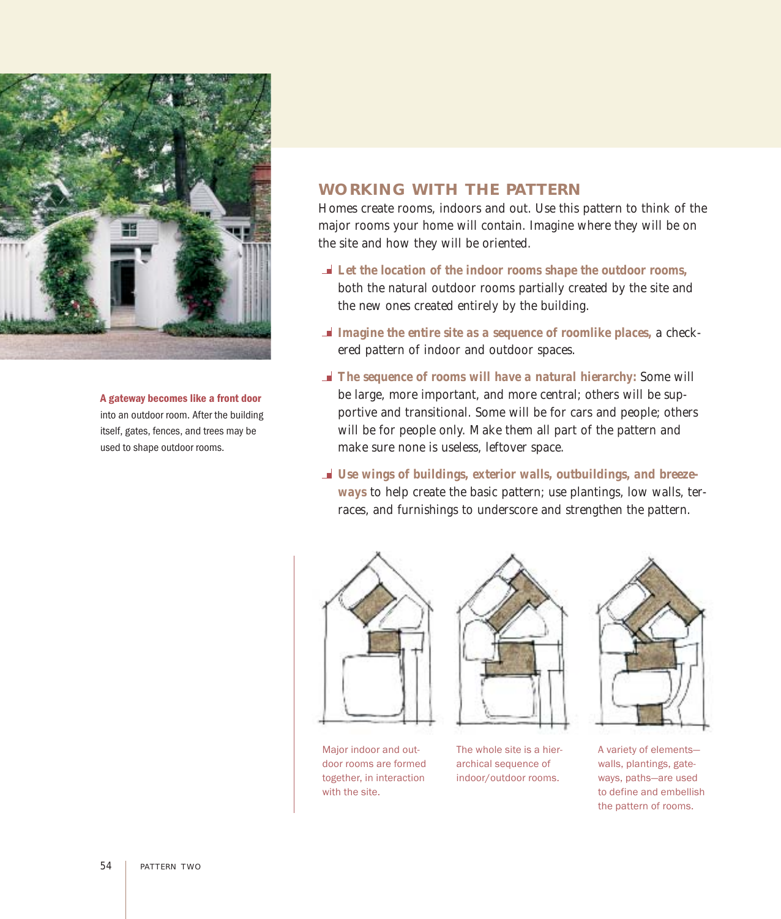**A gateway becomes like a front door** into an outdoor room. After the building itself, gates, fences, and trees may be used to shape outdoor rooms.

## WORKING WITH THE PATTERN

Homes create rooms, indoors and out. Use this pattern to think of the major rooms your home will contain. Imagine where they will be on the site and how they will be oriented.

- **Let the location of the indoor rooms shape the outdoor rooms,** both the natural outdoor rooms partially created by the site and the new ones created entirely by the building.
- **Imagine the entire site as a sequence of roomlike places,** a checkered pattern of indoor and outdoor spaces.
- **The sequence of rooms will have a natural hierarchy:** Some will be large, more important, and more central; others will be supportive and transitional. Some will be for cars and people; others will be for people only. Make them all part of the pattern and make sure none is useless, leftover space.
- **Use wings of buildings, exterior walls, outbuildings, and breezeways** to help create the basic pattern; use plantings, low walls, terraces, and furnishings to underscore and strengthen the pattern.

Major indoor and outdoor rooms are formed together, in interaction with the site.

The whole site is a hierarchical sequence of indoor/outdoor rooms.

A variety of elements—walls, plantings, gateways, paths—are used to define and embellish the pattern of rooms.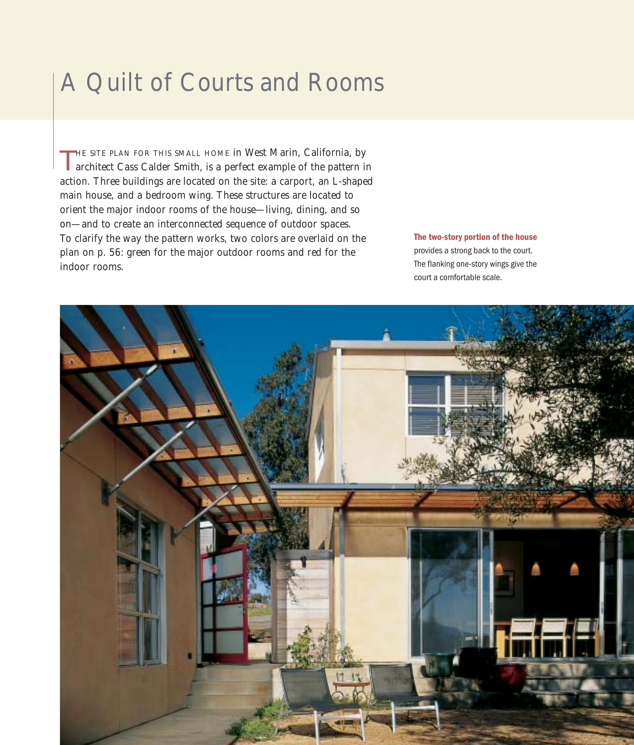# A Quilt of Courts and Rooms

THE SITE PLAN FOR THIS SMALL HOME in West Marin, California, by architect Cass Calder Smith, is a perfect example of the pattern in action. Three buildings are located on the site: a carport, an L-shaped main house, and a bedroom wing. These structures are located to orient the major indoor rooms of the house—living, dining, and so on—and to create an interconnected sequence of outdoor spaces. To clarify the way the pattern works, two colors are overlaid on the plan on p. 56: green for the major outdoor rooms and red for the indoor rooms.

**The two-story portion of the house** provides a strong back to the court. The flanking one-story wings give the court a comfortable scale.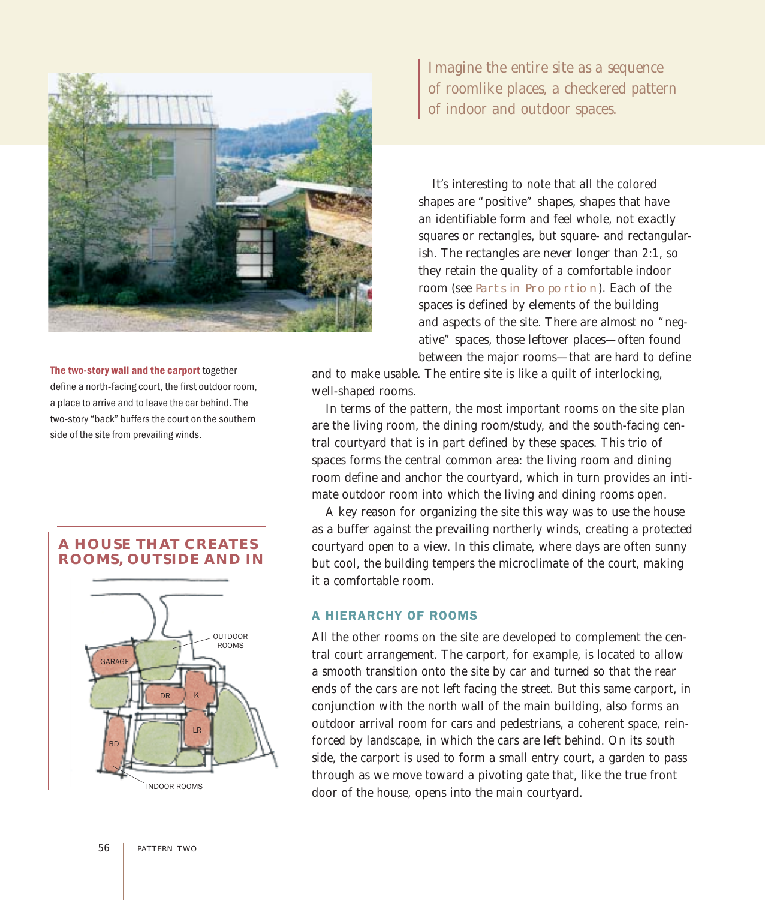*Imagine the entire site as a sequence of roomlike places, a checkered pattern of indoor and outdoor spaces.*

**The two-story wall and the carport** together define a north-facing court, the first outdoor room, a place to arrive and to leave the car behind. The two-story "back" buffers the court on the southern side of the site from prevailing winds.

## A HOUSE THAT CREATES ROOMS, OUTSIDE AND IN

OUTDOOR ROOMS
GARAGE
DR
K
LR
BD
INDOOR ROOMS

It's interesting to note that all the colored shapes are "positive" shapes, shapes that have an identifiable form and feel whole, not exactly squares or rectangles, but square- and rectangular-ish. The rectangles are never longer than 2:1, so they retain the quality of a comfortable indoor room (see Parts in Proportion). Each of the spaces is defined by elements of the building and aspects of the site. There are almost no "negative" spaces, those leftover places—often found between the major rooms—that are hard to define and to make usable. The entire site is like a quilt of interlocking, well-shaped rooms.

In terms of the pattern, the most important rooms on the site plan are the living room, the dining room/study, and the south-facing central courtyard that is in part defined by these spaces. This trio of spaces forms the central common area: the living room and dining room define and anchor the courtyard, which in turn provides an intimate outdoor room into which the living and dining rooms open.

A key reason for organizing the site this way was to use the house as a buffer against the prevailing northerly winds, creating a protected courtyard open to a view. In this climate, where days are often sunny but cool, the building tempers the microclimate of the court, making it a comfortable room.

### A HIERARCHY OF ROOMS

All the other rooms on the site are developed to complement the central court arrangement. The carport, for example, is located to allow a smooth transition onto the site by car and turned so that the rear ends of the cars are not left facing the street. But this same carport, in conjunction with the north wall of the main building, also forms an outdoor arrival room for cars and pedestrians, a coherent space, reinforced by landscape, in which the cars are left behind. On its south side, the carport is used to form a small entry court, a garden to pass through as we move toward a pivoting gate that, like the true front door of the house, opens into the main courtyard.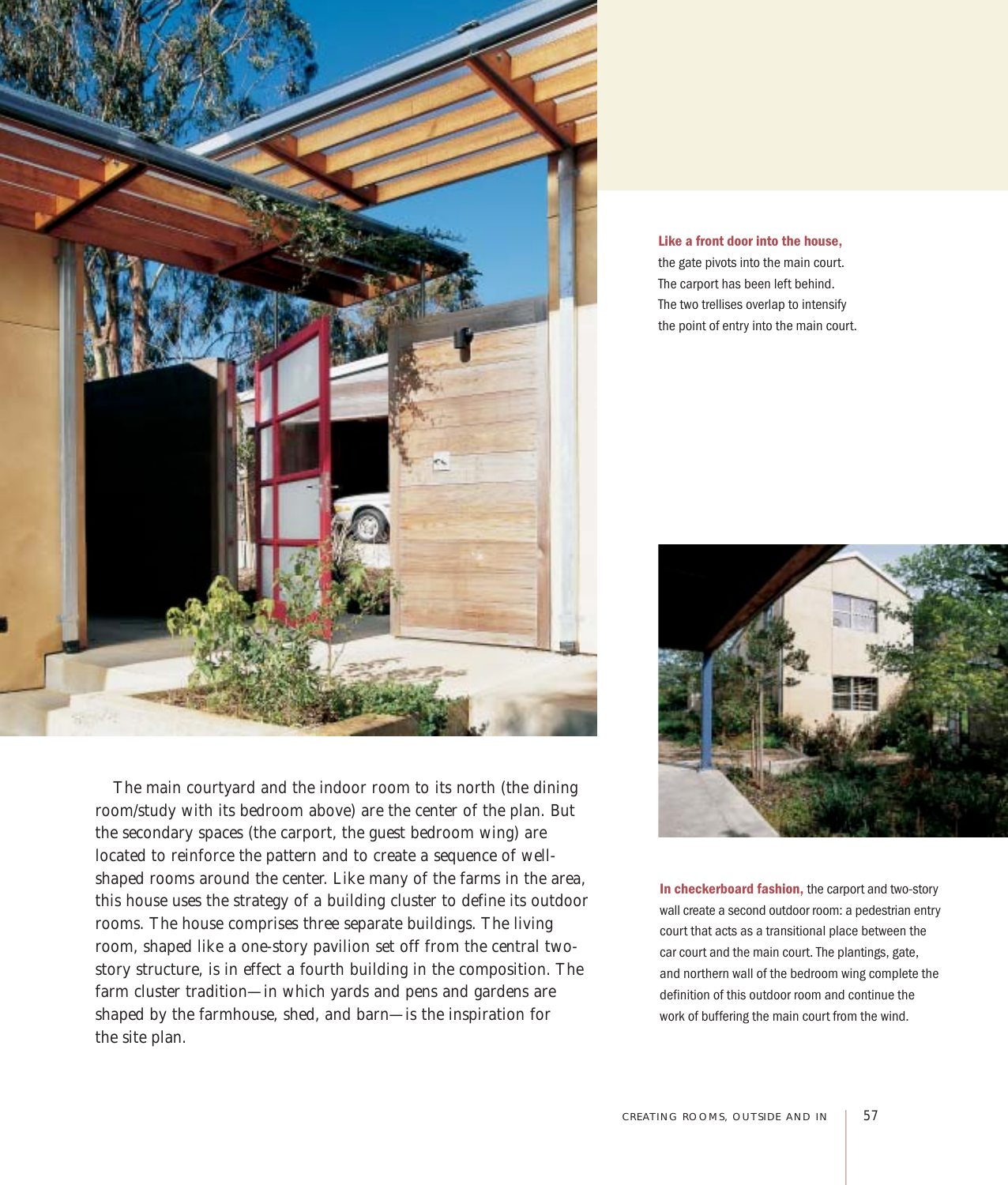**Like a front door into the house,** the gate pivots into the main court. The carport has been left behind. The two trellises overlap to intensify the point of entry into the main court.

The main courtyard and the indoor room to its north (the dining room/study with its bedroom above) are the center of the plan. But the secondary spaces (the carport, the guest bedroom wing) are located to reinforce the pattern and to create a sequence of well-shaped rooms around the center. Like many of the farms in the area, this house uses the strategy of a building cluster to define its outdoor rooms. The house comprises three separate buildings. The living room, shaped like a one-story pavilion set off from the central two-story structure, is in effect a fourth building in the composition. The farm cluster tradition—in which yards and pens and gardens are shaped by the farmhouse, shed, and barn—is the inspiration for the site plan.

**In checkerboard fashion,** the carport and two-story wall create a second outdoor room: a pedestrian entry court that acts as a transitional place between the car court and the main court. The plantings, gate, and northern wall of the bedroom wing complete the definition of this outdoor room and continue the work of buffering the main court from the wind.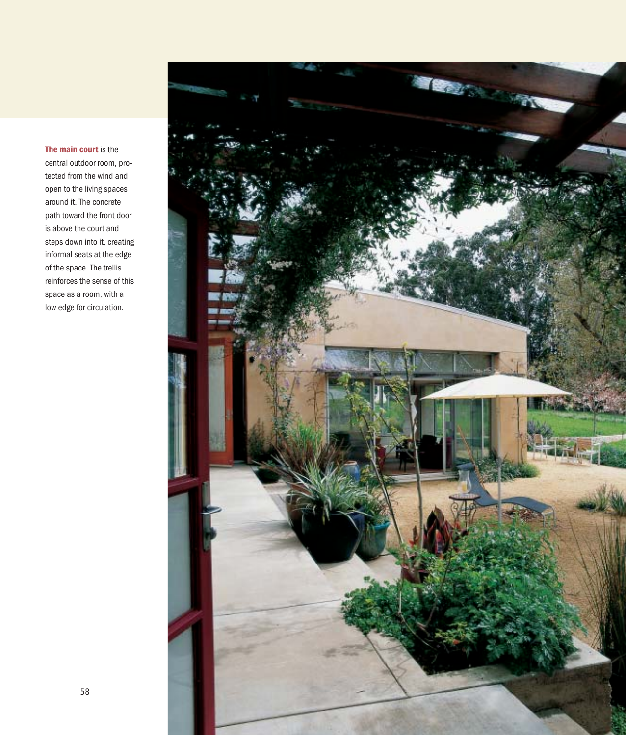**The main court** is the central outdoor room, protected from the wind and open to the living spaces around it. The concrete path toward the front door is above the court and steps down into it, creating informal seats at the edge of the space. The trellis reinforces the sense of this space as a room, with a low edge for circulation.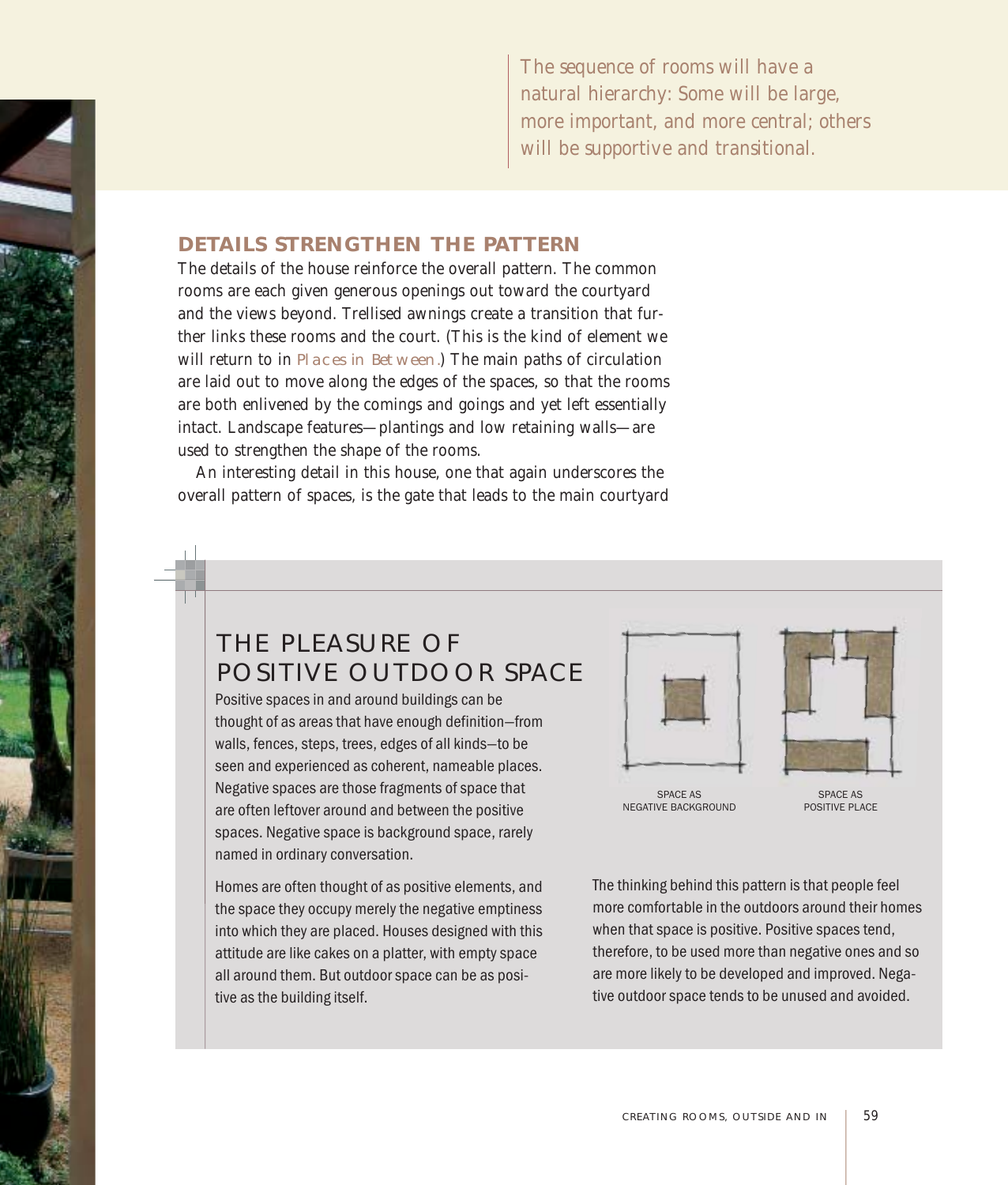The sequence of rooms will have a natural hierarchy: Some will be large, more important, and more central; others will be supportive and transitional.

## DETAILS STRENGTHEN THE PATTERN

The details of the house reinforce the overall pattern. The common rooms are each given generous openings out toward the courtyard and the views beyond. Trellised awnings create a transition that further links these rooms and the court. (This is the kind of element we will return to in *Places in Between*.) The main paths of circulation are laid out to move along the edges of the spaces, so that the rooms are both enlivened by the comings and goings and yet left essentially intact. Landscape features—plantings and low retaining walls—are used to strengthen the shape of the rooms.

An interesting detail in this house, one that again underscores the overall pattern of spaces, is the gate that leads to the main courtyard

## THE PLEASURE OF POSITIVE OUTDOOR SPACE

Positive spaces in and around buildings can be thought of as areas that have enough definition—from walls, fences, steps, trees, edges of all kinds—to be seen and experienced as coherent, nameable places. Negative spaces are those fragments of space that are often leftover around and between the positive spaces. Negative space is background space, rarely named in ordinary conversation.

Homes are often thought of as positive elements, and the space they occupy merely the negative emptiness into which they are placed. Houses designed with this attitude are like cakes on a platter, with empty space all around them. But outdoor space can be as positive as the building itself.

SPACE AS NEGATIVE BACKGROUND

SPACE AS POSITIVE PLACE

The thinking behind this pattern is that people feel more comfortable in the outdoors around their homes when that space is positive. Positive spaces tend, therefore, to be used more than negative ones and so are more likely to be developed and improved. Negative outdoor space tends to be unused and avoided.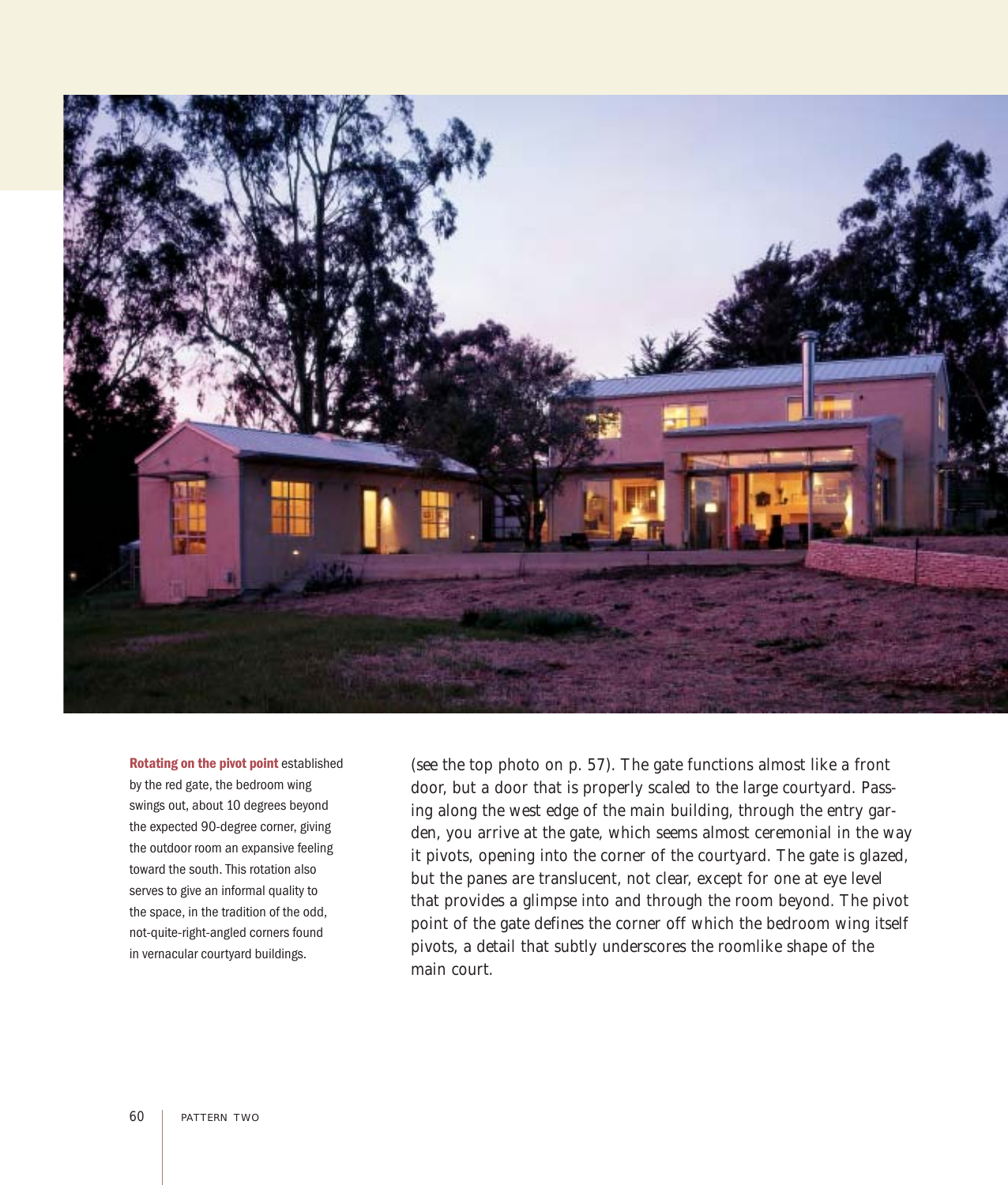**Rotating on the pivot point** established by the red gate, the bedroom wing swings out, about 10 degrees beyond the expected 90-degree corner, giving the outdoor room an expansive feeling toward the south. This rotation also serves to give an informal quality to the space, in the tradition of the odd, not-quite-right-angled corners found in vernacular courtyard buildings.

(see the top photo on p. 57). The gate functions almost like a front door, but a door that is properly scaled to the large courtyard. Passing along the west edge of the main building, through the entry garden, you arrive at the gate, which seems almost ceremonial in the way it pivots, opening into the corner of the courtyard. The gate is glazed, but the panes are translucent, not clear, except for one at eye level that provides a glimpse into and through the room beyond. The pivot point of the gate defines the corner off which the bedroom wing itself pivots, a detail that subtly underscores the roomlike shape of the main court.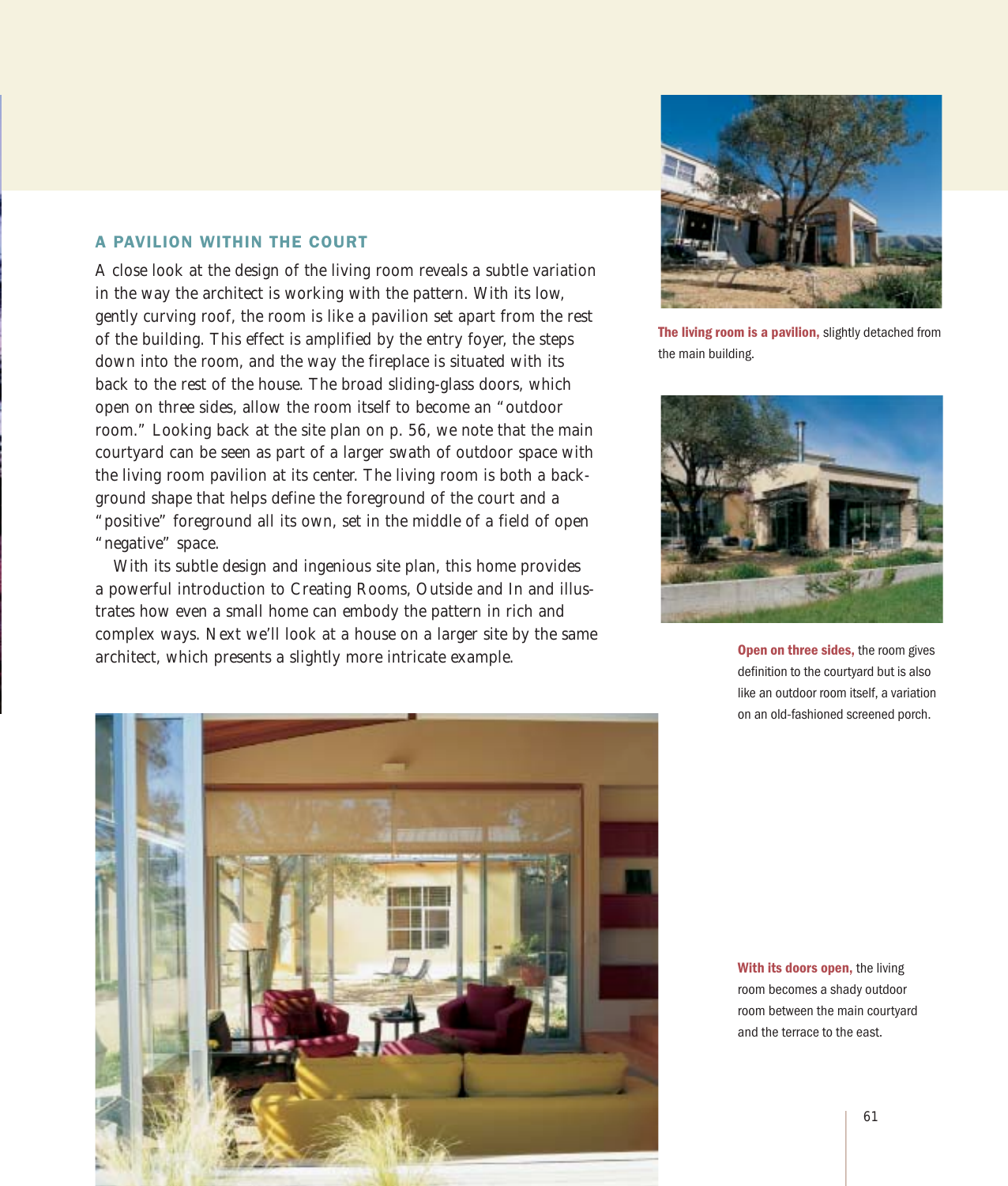## A PAVILION WITHIN THE COURT

A close look at the design of the living room reveals a subtle variation in the way the architect is working with the pattern. With its low, gently curving roof, the room is like a pavilion set apart from the rest of the building. This effect is amplified by the entry foyer, the steps down into the room, and the way the fireplace is situated with its back to the rest of the house. The broad sliding-glass doors, which open on three sides, allow the room itself to become an "outdoor room." Looking back at the site plan on p. 56, we note that the main courtyard can be seen as part of a larger swath of outdoor space with the living room pavilion at its center. The living room is both a background shape that helps define the foreground of the court and a "positive" foreground all its own, set in the middle of a field of open "negative" space.

With its subtle design and ingenious site plan, this home provides a powerful introduction to Creating Rooms, Outside and In and illustrates how even a small home can embody the pattern in rich and complex ways. Next we'll look at a house on a larger site by the same architect, which presents a slightly more intricate example.

**The living room is a pavilion,** slightly detached from the main building.

**Open on three sides,** the room gives definition to the courtyard but is also like an outdoor room itself, a variation on an old-fashioned screened porch.

**With its doors open,** the living room becomes a shady outdoor room between the main courtyard and the terrace to the east.